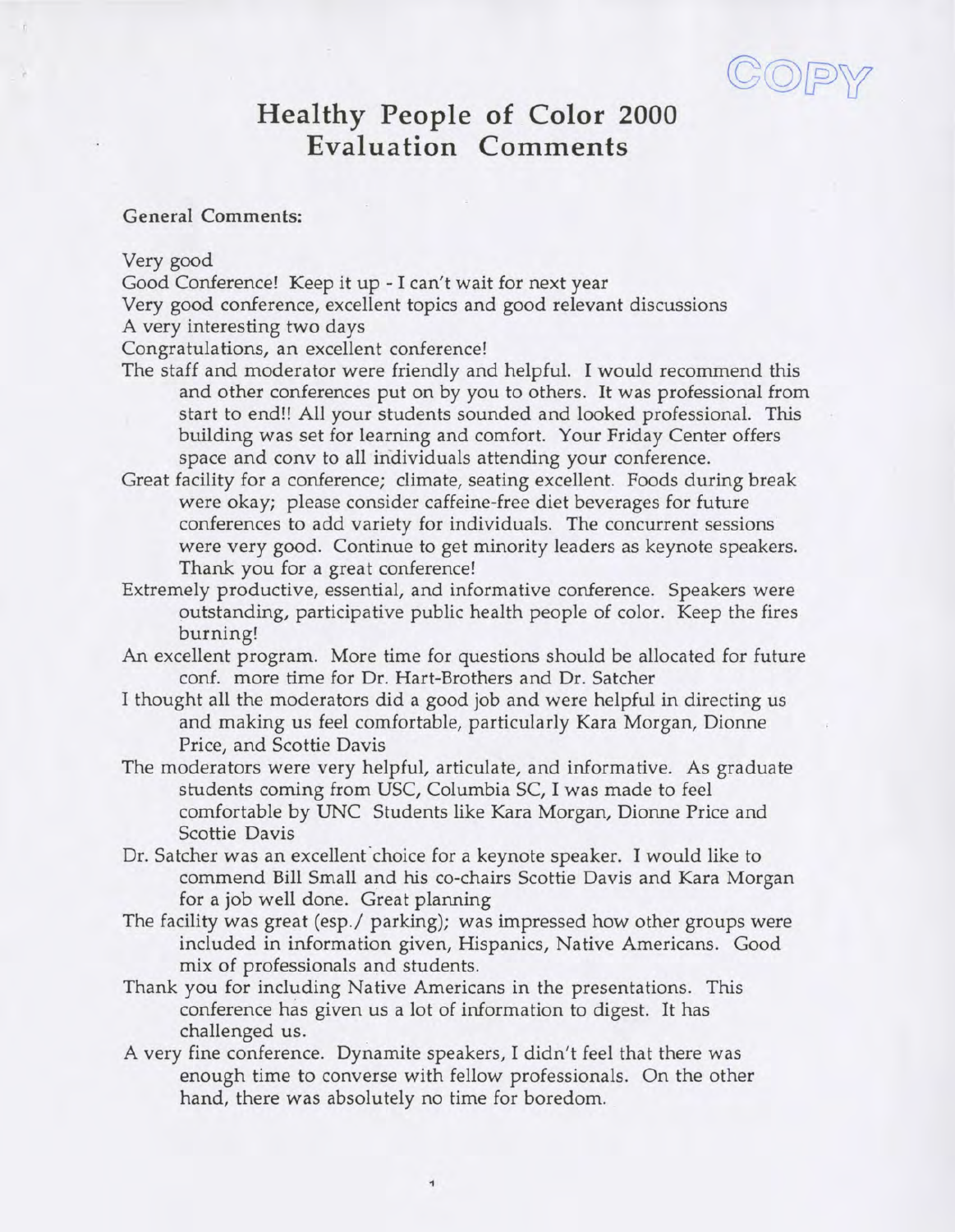COPY

# Healthy People of Color 2000
# Evaluation Comments

**General Comments:**

Very good

Good Conference! Keep it up - I can't wait for next year

Very good conference, excellent topics and good relevant discussions

A very interesting two days

Congratulations, an excellent conference!

The staff and moderator were friendly and helpful. I would recommend this and other conferences put on by you to others. It was professional from start to end!! All your students sounded and looked professional. This building was set for learning and comfort. Your Friday Center offers space and conv to all individuals attending your conference.

Great facility for a conference; climate, seating excellent. Foods during break were okay; please consider caffeine-free diet beverages for future conferences to add variety for individuals. The concurrent sessions were very good. Continue to get minority leaders as keynote speakers. Thank you for a great conference!

Extremely productive, essential, and informative conference. Speakers were outstanding, participative public health people of color. Keep the fires burning!

An excellent program. More time for questions should be allocated for future conf. more time for Dr. Hart-Brothers and Dr. Satcher

I thought all the moderators did a good job and were helpful in directing us and making us feel comfortable, particularly Kara Morgan, Dionne Price, and Scottie Davis

The moderators were very helpful, articulate, and informative. As graduate students coming from USC, Columbia SC, I was made to feel comfortable by UNC Students like Kara Morgan, Dionne Price and Scottie Davis

Dr. Satcher was an excellent choice for a keynote speaker. I would like to commend Bill Small and his co-chairs Scottie Davis and Kara Morgan for a job well done. Great planning

The facility was great (esp./ parking); was impressed how other groups were included in information given, Hispanics, Native Americans. Good mix of professionals and students.

Thank you for including Native Americans in the presentations. This conference has given us a lot of information to digest. It has challenged us.

A very fine conference. Dynamite speakers, I didn't feel that there was enough time to converse with fellow professionals. On the other hand, there was absolutely no time for boredom.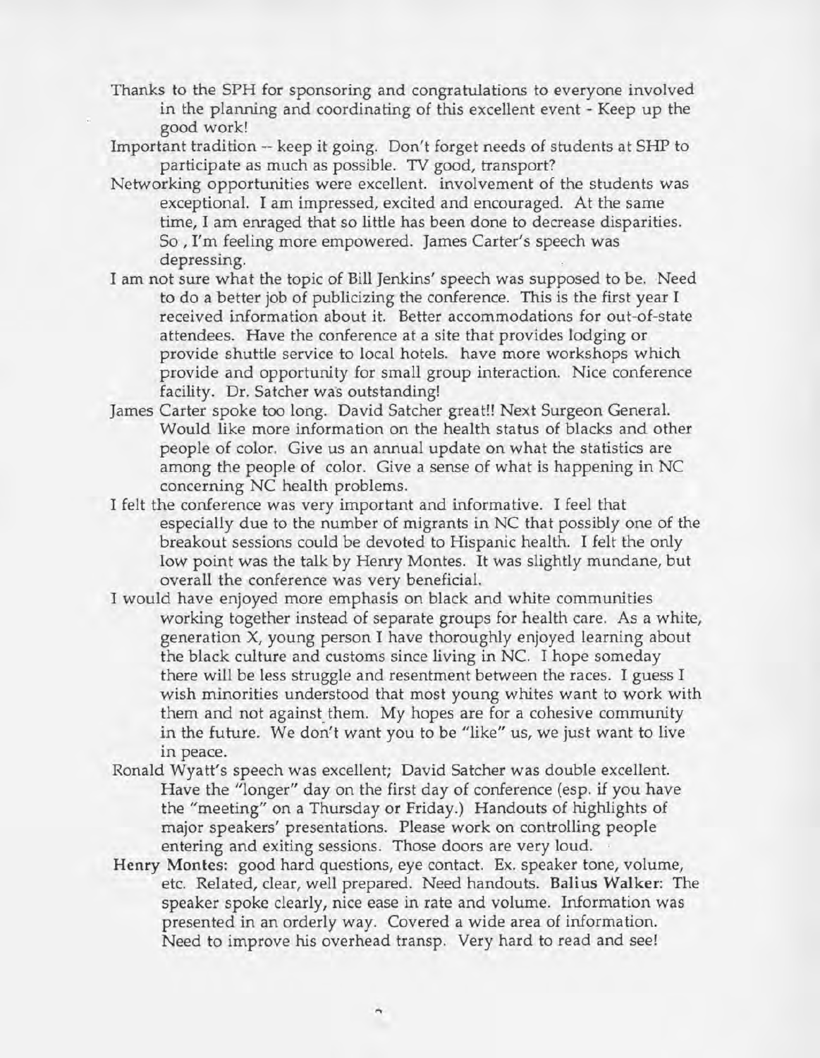Thanks to the SPH for sponsoring and congratulations to everyone involved in the planning and coordinating of this excellent event - Keep up the good work!

Important tradition -- keep it going. Don't forget needs of students at SHP to participate as much as possible. TV good, transport?

Networking opportunities were excellent. involvement of the students was exceptional. I am impressed, excited and encouraged. At the same time, I am enraged that so little has been done to decrease disparities. So , I'm feeling more empowered. James Carter's speech was depressing.

I am not sure what the topic of Bill Jenkins' speech was supposed to be. Need to do a better job of publicizing the conference. This is the first year I received information about it. Better accommodations for out-of-state attendees. Have the conference at a site that provides lodging or provide shuttle service to local hotels. have more workshops which provide and opportunity for small group interaction. Nice conference facility. Dr. Satcher was outstanding!

James Carter spoke too long. David Satcher great!! Next Surgeon General. Would like more information on the health status of blacks and other people of color. Give us an annual update on what the statistics are among the people of color. Give a sense of what is happening in NC concerning NC health problems.

I felt the conference was very important and informative. I feel that especially due to the number of migrants in NC that possibly one of the breakout sessions could be devoted to Hispanic health. I felt the only low point was the talk by Henry Montes. It was slightly mundane, but overall the conference was very beneficial.

I would have enjoyed more emphasis on black and white communities working together instead of separate groups for health care. As a white, generation X, young person I have thoroughly enjoyed learning about the black culture and customs since living in NC. I hope someday there will be less struggle and resentment between the races. I guess I wish minorities understood that most young whites want to work with them and not against them. My hopes are for a cohesive community in the future. We don't want you to be "like" us, we just want to live in peace.

Ronald Wyatt's speech was excellent; David Satcher was double excellent. Have the "longer" day on the first day of conference (esp. if you have the "meeting" on a Thursday or Friday.) Handouts of highlights of major speakers' presentations. Please work on controlling people entering and exiting sessions. Those doors are very loud.

**Henry Montes**: good hard questions, eye contact. Ex. speaker tone, volume, etc. Related, clear, well prepared. Need handouts. **Balius Walker**: The speaker spoke clearly, nice ease in rate and volume. Information was presented in an orderly way. Covered a wide area of information. Need to improve his overhead transp. Very hard to read and see!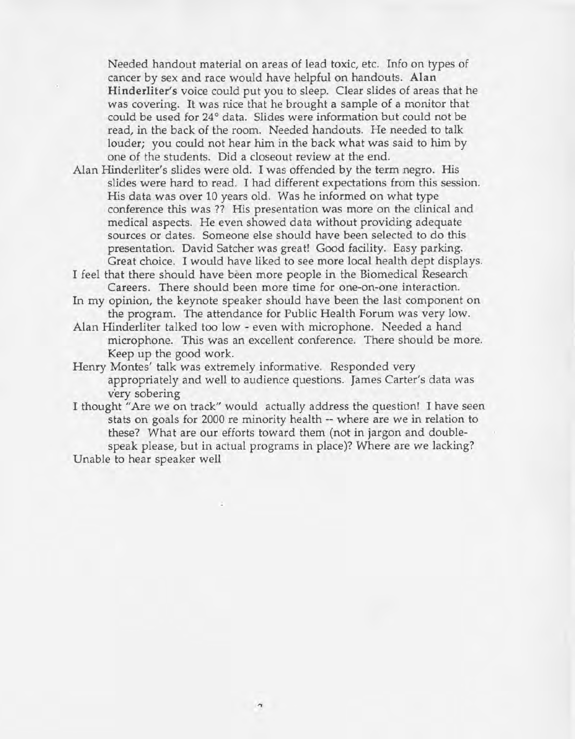Needed handout material on areas of lead toxic, etc. Info on types of cancer by sex and race would have helpful on handouts. **Alan Hinderliter's** voice could put you to sleep. Clear slides of areas that he was covering. It was nice that he brought a sample of a monitor that could be used for 24° data. Slides were information but could not be read, in the back of the room. Needed handouts. He needed to talk louder; you could not hear him in the back what was said to him by one of the students. Did a closeout review at the end.

Alan Hinderliter's slides were old. I was offended by the term negro. His slides were hard to read. I had different expectations from this session. His data was over 10 years old. Was he informed on what type conference this was ?? His presentation was more on the clinical and medical aspects. He even showed data without providing adequate sources or dates. Someone else should have been selected to do this presentation. David Satcher was great! Good facility. Easy parking. Great choice. I would have liked to see more local health dept displays.

I feel that there should have been more people in the Biomedical Research Careers. There should been more time for one-on-one interaction.

In my opinion, the keynote speaker should have been the last component on the program. The attendance for Public Health Forum was very low.

Alan Hinderliter talked too low - even with microphone. Needed a hand microphone. This was an excellent conference. There should be more. Keep up the good work.

Henry Montes' talk was extremely informative. Responded very appropriately and well to audience questions. James Carter's data was very sobering

I thought "Are we on track" would actually address the question! I have seen stats on goals for 2000 re minority health -- where are we in relation to these? What are our efforts toward them (not in jargon and double-speak please, but in actual programs in place)? Where are we lacking?

Unable to hear speaker well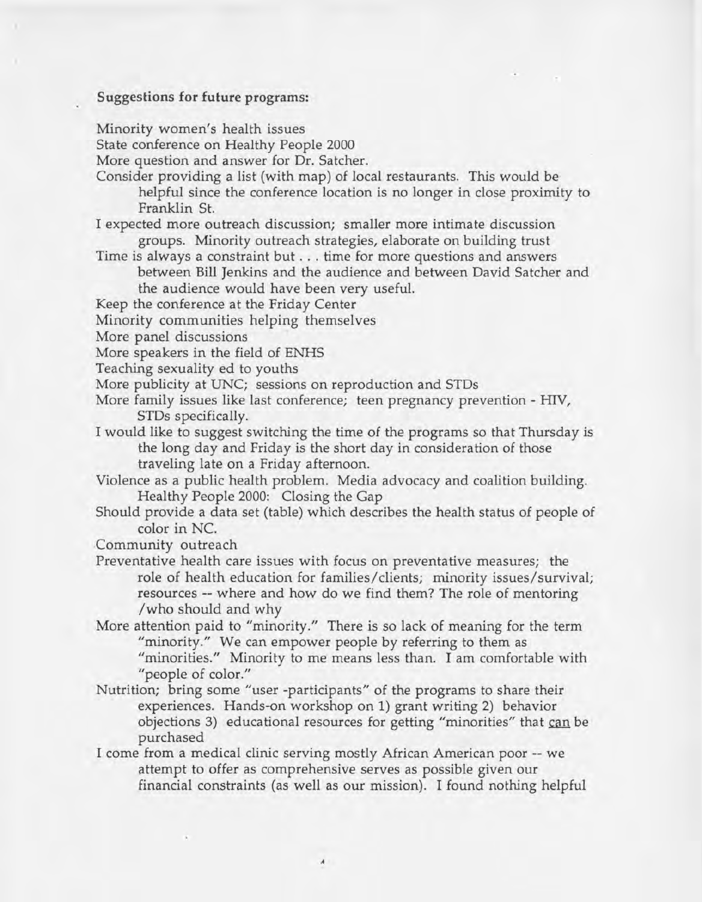**Suggestions for future programs:**

Minority women's health issues

State conference on Healthy People 2000

More question and answer for Dr. Satcher.

Consider providing a list (with map) of local restaurants. This would be helpful since the conference location is no longer in close proximity to Franklin St.

I expected more outreach discussion; smaller more intimate discussion groups. Minority outreach strategies, elaborate on building trust

Time is always a constraint but . . . time for more questions and answers between Bill Jenkins and the audience and between David Satcher and the audience would have been very useful.

Keep the conference at the Friday Center

Minority communities helping themselves

More panel discussions

More speakers in the field of ENHS

Teaching sexuality ed to youths

More publicity at UNC; sessions on reproduction and STDs

More family issues like last conference; teen pregnancy prevention - HIV, STDs specifically.

I would like to suggest switching the time of the programs so that Thursday is the long day and Friday is the short day in consideration of those traveling late on a Friday afternoon.

Violence as a public health problem. Media advocacy and coalition building. Healthy People 2000: Closing the Gap

Should provide a data set (table) which describes the health status of people of color in NC.

Community outreach

Preventative health care issues with focus on preventative measures; the role of health education for families/clients; minority issues/survival; resources -- where and how do we find them? The role of mentoring /who should and why

More attention paid to "minority." There is so lack of meaning for the term "minority." We can empower people by referring to them as "minorities." Minority to me means less than. I am comfortable with "people of color."

Nutrition; bring some "user -participants" of the programs to share their experiences. Hands-on workshop on 1) grant writing 2) behavior objections 3) educational resources for getting "minorities" that can be purchased

I come from a medical clinic serving mostly African American poor -- we attempt to offer as comprehensive serves as possible given our financial constraints (as well as our mission). I found nothing helpful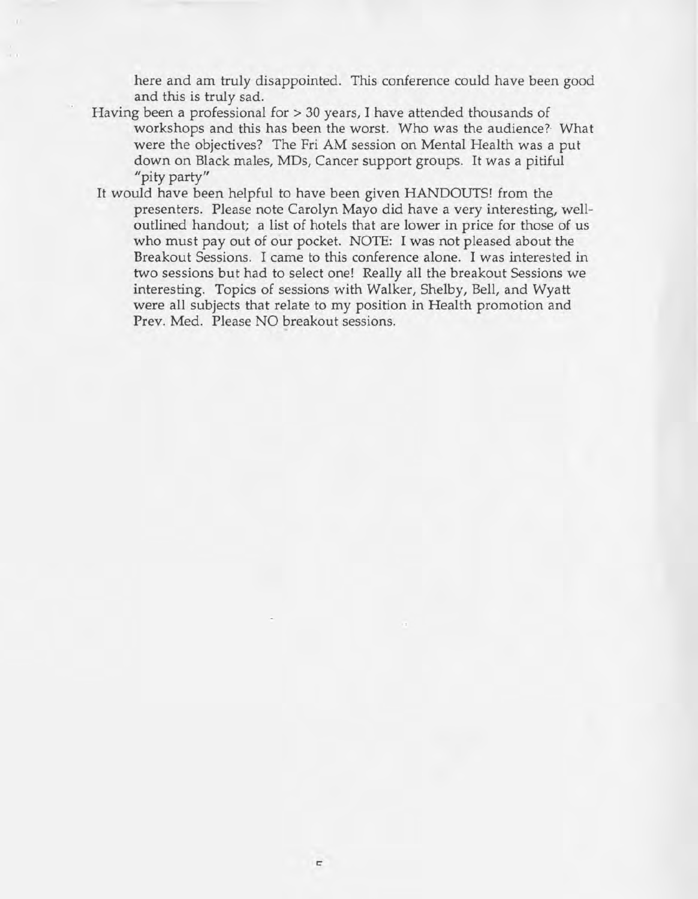here and am truly disappointed. This conference could have been good and this is truly sad.

Having been a professional for > 30 years, I have attended thousands of workshops and this has been the worst. Who was the audience? What were the objectives? The Fri AM session on Mental Health was a put down on Black males, MDs, Cancer support groups. It was a pitiful "pity party"

It would have been helpful to have been given HANDOUTS! from the presenters. Please note Carolyn Mayo did have a very interesting, well-outlined handout; a list of hotels that are lower in price for those of us who must pay out of our pocket. NOTE: I was not pleased about the Breakout Sessions. I came to this conference alone. I was interested in two sessions but had to select one! Really all the breakout Sessions we interesting. Topics of sessions with Walker, Shelby, Bell, and Wyatt were all subjects that relate to my position in Health promotion and Prev. Med. Please NO breakout sessions.